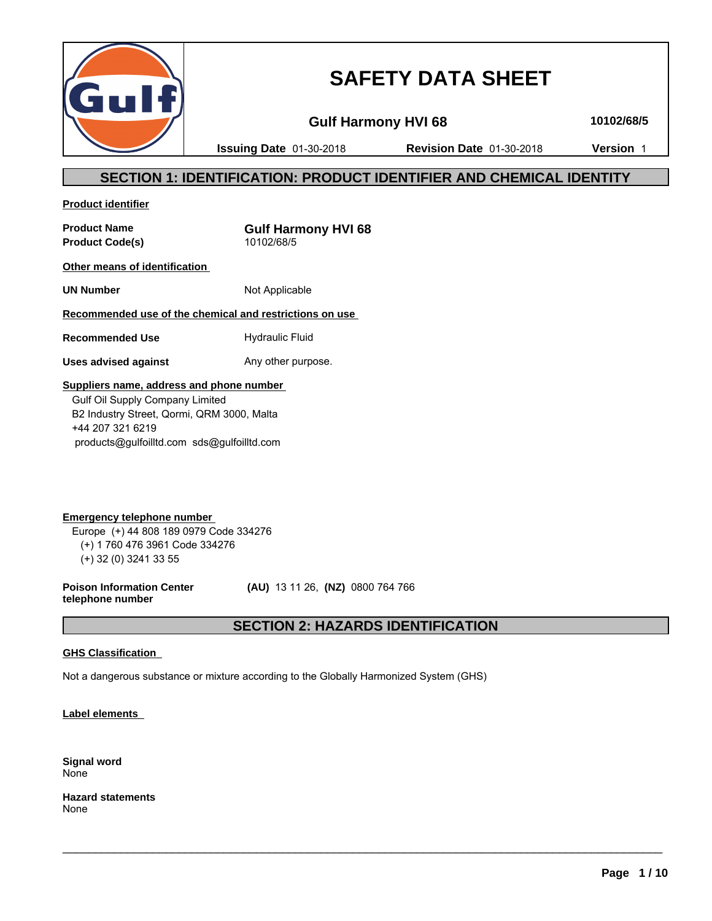# SAFETY DATA SHEET

**Gulf Harmony HVI 68** **10102/68/5**

**Issuing Date** 01-30-2018 **Revision Date** 01-30-2018 **Version** 1

## SECTION 1: IDENTIFICATION: PRODUCT IDENTIFIER AND CHEMICAL IDENTITY

**Product identifier**

| | |
|---|---|
| **Product Name** | **Gulf Harmony HVI 68** |
| **Product Code(s)** | 10102/68/5 |

**Other means of identification**

| | |
|---|---|
| **UN Number** | Not Applicable |

**Recommended use of the chemical and restrictions on use**

| | |
|---|---|
| **Recommended Use** | Hydraulic Fluid |
| **Uses advised against** | Any other purpose. |

**Suppliers name, address and phone number**

Gulf Oil Supply Company Limited
B2 Industry Street, Qormi, QRM 3000, Malta
+44 207 321 6219
products@gulfoilltd.com sds@gulfoilltd.com

**Emergency telephone number**

Europe (+) 44 808 189 0979 Code 334276
(+) 1 760 476 3961 Code 334276
(+) 32 (0) 3241 33 55

**Poison Information Center telephone number** **(AU)** 13 11 26, **(NZ)** 0800 764 766

## SECTION 2: HAZARDS IDENTIFICATION

**GHS Classification**

Not a dangerous substance or mixture according to the Globally Harmonized System (GHS)

**Label elements**

**Signal word**
None

**Hazard statements**
None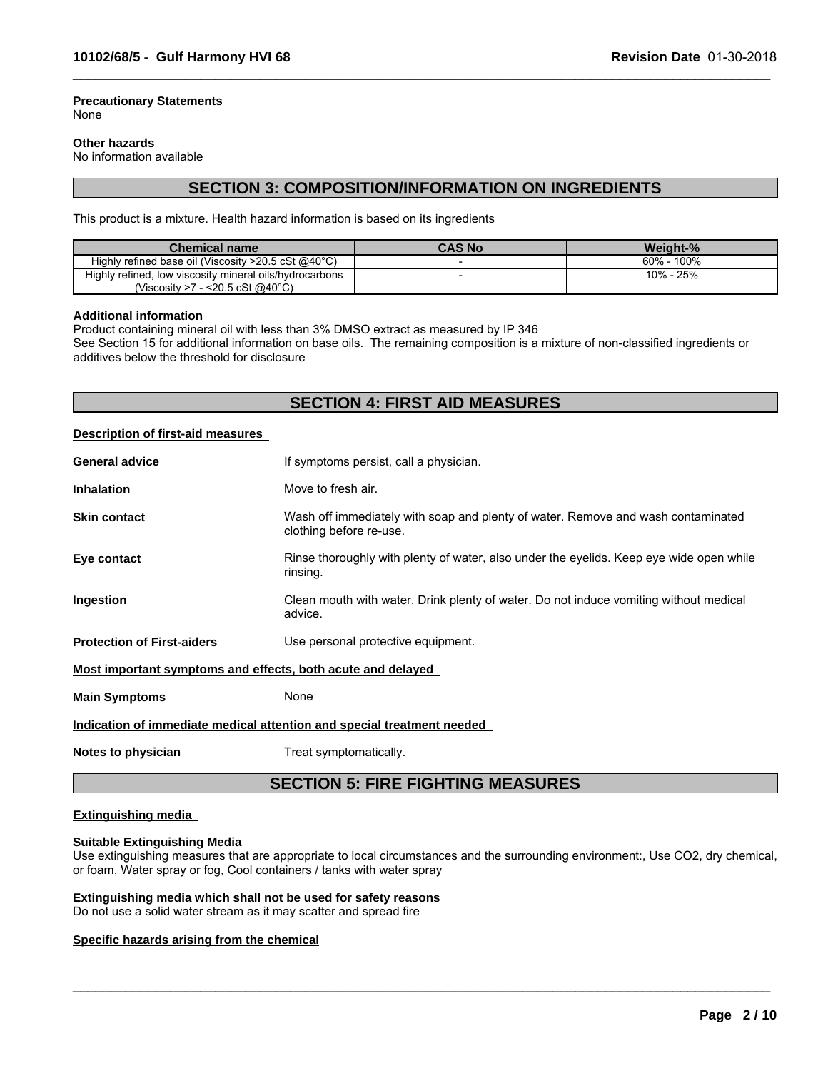**Precautionary Statements**
None

**Other hazards**
No information available

## SECTION 3: COMPOSITION/INFORMATION ON INGREDIENTS

This product is a mixture. Health hazard information is based on its ingredients

| Chemical name | CAS No | Weight-% |
|---|---|---|
| Highly refined base oil (Viscosity >20.5 cSt @40°C) | - | 60% - 100% |
| Highly refined, low viscosity mineral oils/hydrocarbons (Viscosity >7 - <20.5 cSt @40°C) | - | 10% - 25% |

**Additional information**
Product containing mineral oil with less than 3% DMSO extract as measured by IP 346
See Section 15 for additional information on base oils. The remaining composition is a mixture of non-classified ingredients or additives below the threshold for disclosure

## SECTION 4: FIRST AID MEASURES

**Description of first-aid measures**

**General advice** If symptoms persist, call a physician.

**Inhalation** Move to fresh air.

**Skin contact** Wash off immediately with soap and plenty of water. Remove and wash contaminated clothing before re-use.

**Eye contact** Rinse thoroughly with plenty of water, also under the eyelids. Keep eye wide open while rinsing.

**Ingestion** Clean mouth with water. Drink plenty of water. Do not induce vomiting without medical advice.

**Protection of First-aiders** Use personal protective equipment.

**Most important symptoms and effects, both acute and delayed**

**Main Symptoms** None

**Indication of immediate medical attention and special treatment needed**

**Notes to physician** Treat symptomatically.

## SECTION 5: FIRE FIGHTING MEASURES

**Extinguishing media**

**Suitable Extinguishing Media**
Use extinguishing measures that are appropriate to local circumstances and the surrounding environment:, Use $CO_2$, dry chemical, or foam, Water spray or fog, Cool containers / tanks with water spray

**Extinguishing media which shall not be used for safety reasons**
Do not use a solid water stream as it may scatter and spread fire

**Specific hazards arising from the chemical**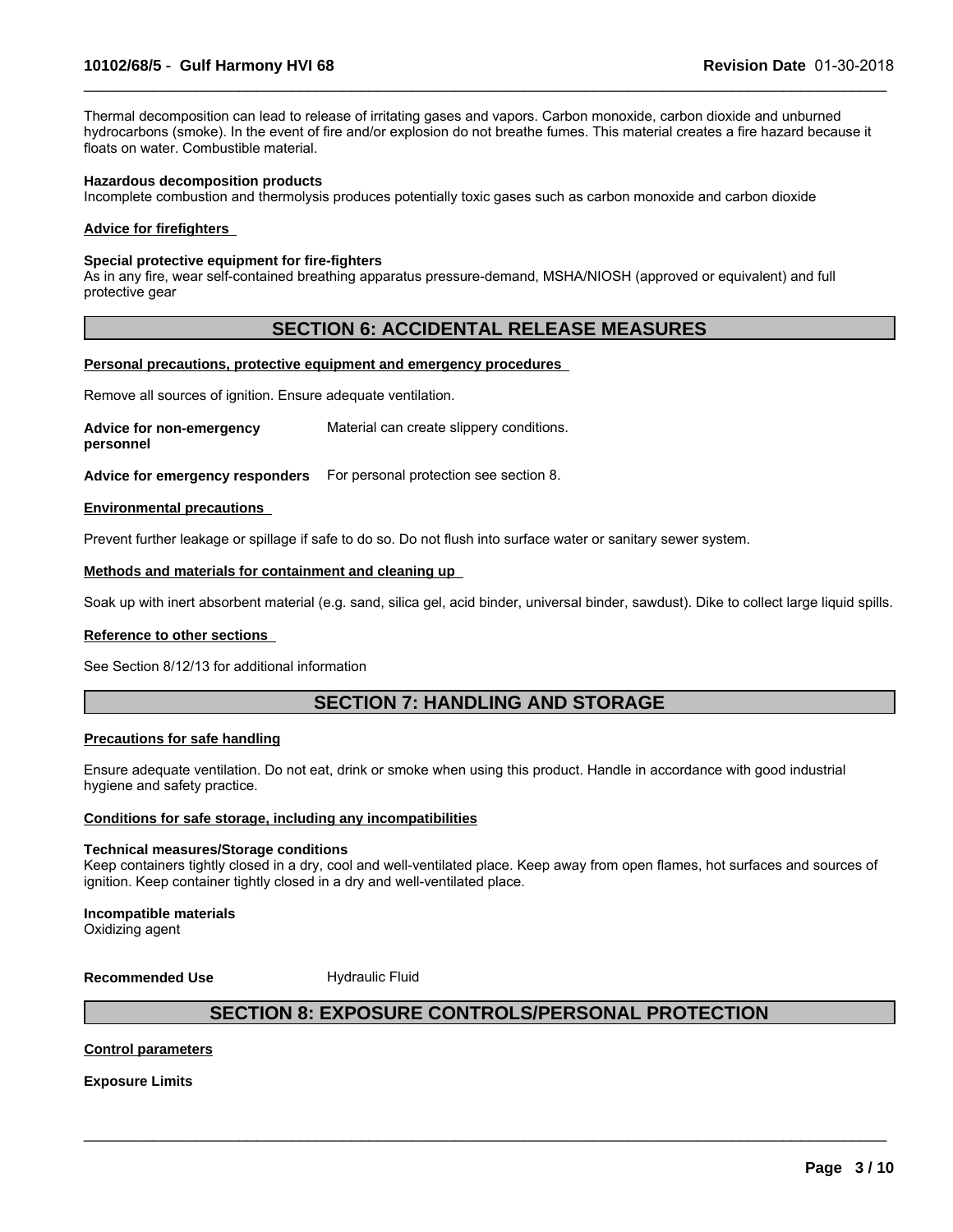Thermal decomposition can lead to release of irritating gases and vapors. Carbon monoxide, carbon dioxide and unburned hydrocarbons (smoke). In the event of fire and/or explosion do not breathe fumes. This material creates a fire hazard because it floats on water. Combustible material.

**Hazardous decomposition products**
Incomplete combustion and thermolysis produces potentially toxic gases such as carbon monoxide and carbon dioxide

**Advice for firefighters**

**Special protective equipment for fire-fighters**
As in any fire, wear self-contained breathing apparatus pressure-demand, MSHA/NIOSH (approved or equivalent) and full protective gear

## SECTION 6: ACCIDENTAL RELEASE MEASURES

**Personal precautions, protective equipment and emergency procedures**

Remove all sources of ignition. Ensure adequate ventilation.

**Advice for non-emergency personnel** Material can create slippery conditions.

**Advice for emergency responders** For personal protection see section 8.

**Environmental precautions**

Prevent further leakage or spillage if safe to do so. Do not flush into surface water or sanitary sewer system.

**Methods and materials for containment and cleaning up**

Soak up with inert absorbent material (e.g. sand, silica gel, acid binder, universal binder, sawdust). Dike to collect large liquid spills.

**Reference to other sections**

See Section 8/12/13 for additional information

## SECTION 7: HANDLING AND STORAGE

**Precautions for safe handling**

Ensure adequate ventilation. Do not eat, drink or smoke when using this product. Handle in accordance with good industrial hygiene and safety practice.

**Conditions for safe storage, including any incompatibilities**

**Technical measures/Storage conditions**
Keep containers tightly closed in a dry, cool and well-ventilated place. Keep away from open flames, hot surfaces and sources of ignition. Keep container tightly closed in a dry and well-ventilated place.

**Incompatible materials**
Oxidizing agent

**Recommended Use** Hydraulic Fluid

## SECTION 8: EXPOSURE CONTROLS/PERSONAL PROTECTION

**Control parameters**

**Exposure Limits**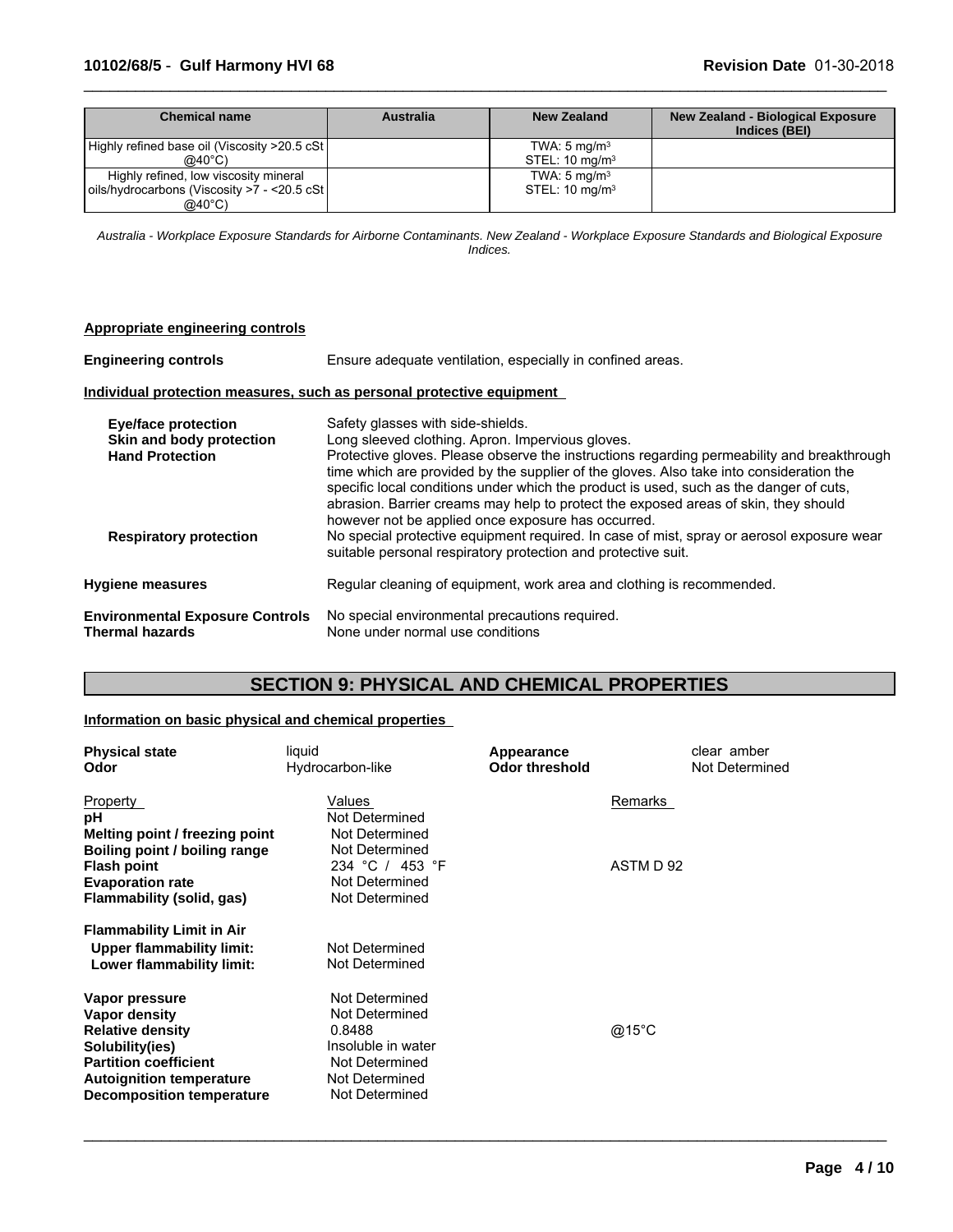| Chemical name | Australia | New Zealand | New Zealand - Biological Exposure Indices (BEI) |
|---|---|---|---|
| Highly refined base oil (Viscosity >20.5 cSt @40°C) | | TWA: 5 mg/m³<br>STEL: 10 mg/m³ | |
| Highly refined, low viscosity mineral oils/hydrocarbons (Viscosity >7 - <20.5 cSt @40°C) | | TWA: 5 mg/m³<br>STEL: 10 mg/m³ | |

*Australia - Workplace Exposure Standards for Airborne Contaminants. New Zealand - Workplace Exposure Standards and Biological Exposure Indices.*

**Appropriate engineering controls**

**Engineering controls** Ensure adequate ventilation, especially in confined areas.

**Individual protection measures, such as personal protective equipment**

**Eye/face protection** Safety glasses with side-shields.

**Skin and body protection** Long sleeved clothing. Apron. Impervious gloves.

**Hand Protection** Protective gloves. Please observe the instructions regarding permeability and breakthrough time which are provided by the supplier of the gloves. Also take into consideration the specific local conditions under which the product is used, such as the danger of cuts, abrasion. Barrier creams may help to protect the exposed areas of skin, they should however not be applied once exposure has occurred.

**Respiratory protection** No special protective equipment required. In case of mist, spray or aerosol exposure wear suitable personal respiratory protection and protective suit.

**Hygiene measures** Regular cleaning of equipment, work area and clothing is recommended.

**Environmental Exposure Controls** No special environmental precautions required.

**Thermal hazards** None under normal use conditions

# SECTION 9: PHYSICAL AND CHEMICAL PROPERTIES

**Information on basic physical and chemical properties**

**Physical state** liquid

**Appearance** clear amber

**Odor** Hydrocarbon-like

**Odor threshold** Not Determined

| Property | Values | Remarks |
|---|---|---|
| **pH** | Not Determined | |
| **Melting point / freezing point** | Not Determined | |
| **Boiling point / boiling range** | Not Determined | |
| **Flash point** | 234 °C / 453 °F | ASTM D 92 |
| **Evaporation rate** | Not Determined | |
| **Flammability (solid, gas)** | Not Determined | |
| **Flammability Limit in Air** | | |
| **Upper flammability limit:** | Not Determined | |
| **Lower flammability limit:** | Not Determined | |
| **Vapor pressure** | Not Determined | |
| **Vapor density** | Not Determined | |
| **Relative density** | 0.8488 | @15°C |
| **Solubility(ies)** | Insoluble in water | |
| **Partition coefficient** | Not Determined | |
| **Autoignition temperature** | Not Determined | |
| **Decomposition temperature** | Not Determined | |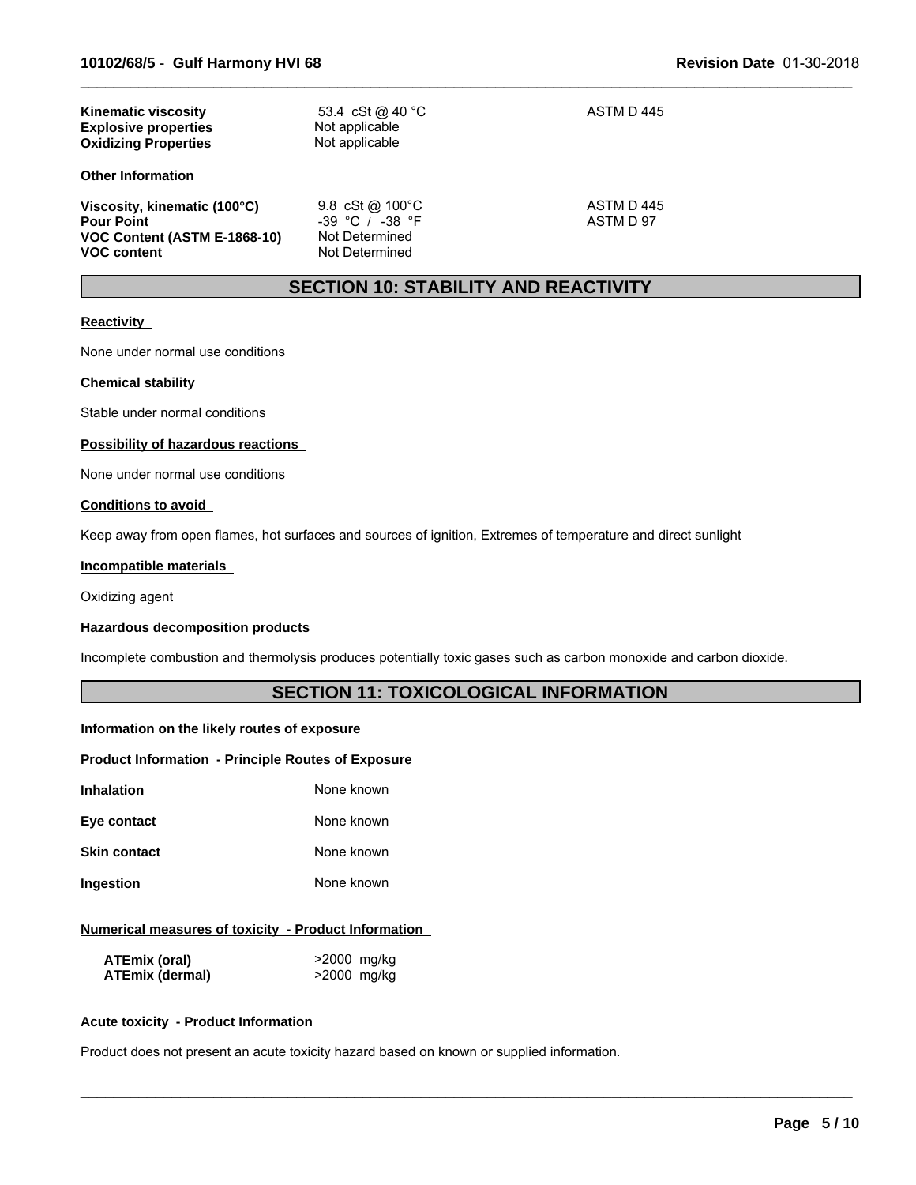| | | |
|---|---|---|
| **Kinematic viscosity** | 53.4 cSt @ 40 °C | ASTM D 445 |
| **Explosive properties** | Not applicable | |
| **Oxidizing Properties** | Not applicable | |

**Other Information**

| | | |
|---|---|---|
| **Viscosity, kinematic (100°C)** | 9.8 cSt @ 100°C | ASTM D 445 |
| **Pour Point** | -39 °C / -38 °F | ASTM D 97 |
| **VOC Content (ASTM E-1868-10)** | Not Determined | |
| **VOC content** | Not Determined | |

## SECTION 10: STABILITY AND REACTIVITY

**Reactivity**

None under normal use conditions

**Chemical stability**

Stable under normal conditions

**Possibility of hazardous reactions**

None under normal use conditions

**Conditions to avoid**

Keep away from open flames, hot surfaces and sources of ignition, Extremes of temperature and direct sunlight

**Incompatible materials**

Oxidizing agent

**Hazardous decomposition products**

Incomplete combustion and thermolysis produces potentially toxic gases such as carbon monoxide and carbon dioxide.

## SECTION 11: TOXICOLOGICAL INFORMATION

**Information on the likely routes of exposure**

**Product Information - Principle Routes of Exposure**

| | |
|---|---|
| **Inhalation** | None known |
| **Eye contact** | None known |
| **Skin contact** | None known |
| **Ingestion** | None known |

**Numerical measures of toxicity - Product Information**

| | |
|---|---|
| **ATEmix (oral)** | >2000 mg/kg |
| **ATEmix (dermal)** | >2000 mg/kg |

**Acute toxicity - Product Information**

Product does not present an acute toxicity hazard based on known or supplied information.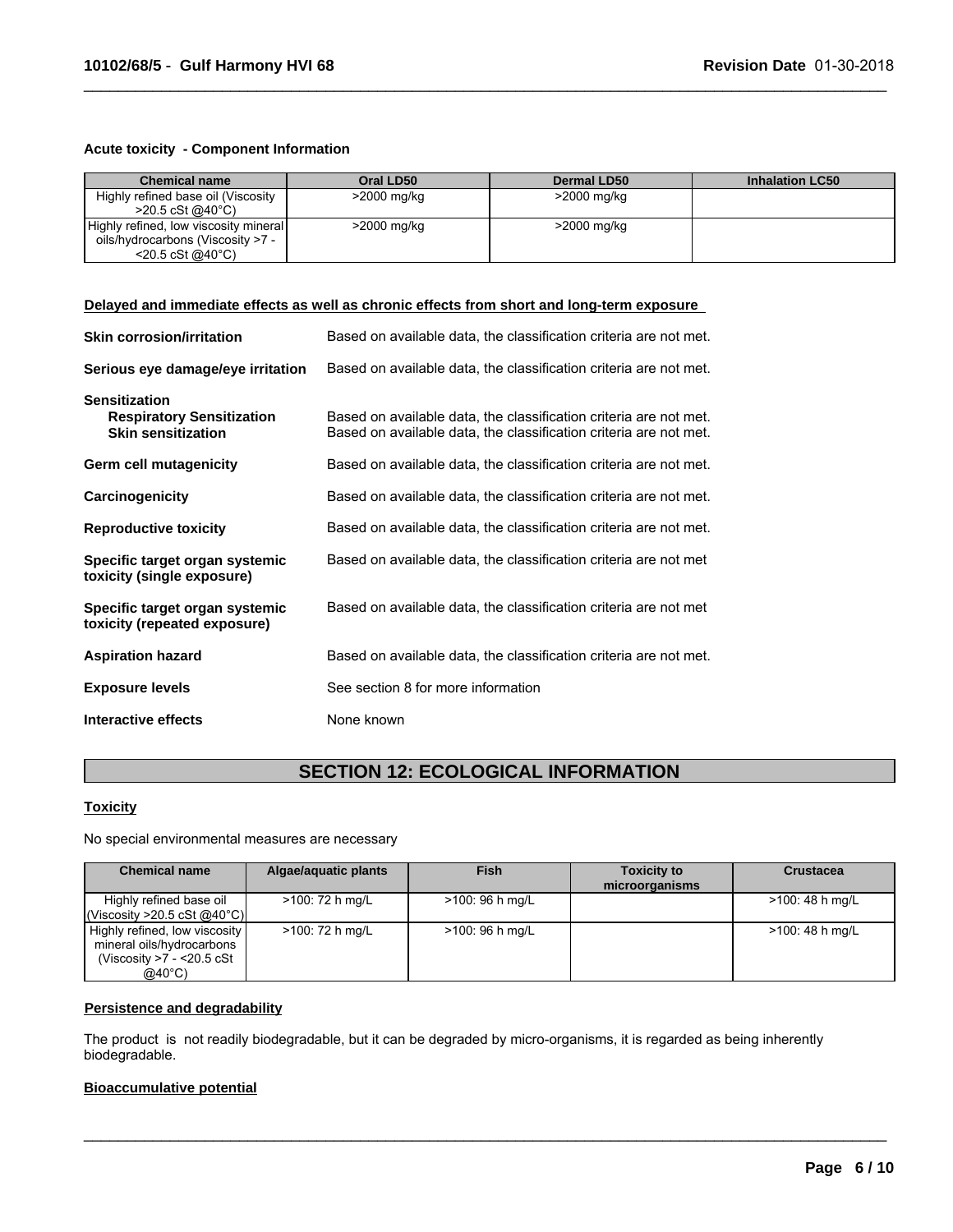**Acute toxicity - Component Information**

| Chemical name | Oral LD50 | Dermal LD50 | Inhalation LC50 |
|---|---|---|---|
| Highly refined base oil (Viscosity >20.5 cSt @40°C) | >2000 mg/kg | >2000 mg/kg | |
| Highly refined, low viscosity mineral oils/hydrocarbons (Viscosity >7 - <20.5 cSt @40°C) | >2000 mg/kg | >2000 mg/kg | |

**Delayed and immediate effects as well as chronic effects from short and long-term exposure**

**Skin corrosion/irritation** Based on available data, the classification criteria are not met.

**Serious eye damage/eye irritation** Based on available data, the classification criteria are not met.

**Sensitization**
**Respiratory Sensitization** Based on available data, the classification criteria are not met.
**Skin sensitization** Based on available data, the classification criteria are not met.

**Germ cell mutagenicity** Based on available data, the classification criteria are not met.

**Carcinogenicity** Based on available data, the classification criteria are not met.

**Reproductive toxicity** Based on available data, the classification criteria are not met.

**Specific target organ systemic toxicity (single exposure)** Based on available data, the classification criteria are not met

**Specific target organ systemic toxicity (repeated exposure)** Based on available data, the classification criteria are not met

**Aspiration hazard** Based on available data, the classification criteria are not met.

**Exposure levels** See section 8 for more information

**Interactive effects** None known

## SECTION 12: ECOLOGICAL INFORMATION

**Toxicity**

No special environmental measures are necessary

| Chemical name | Algae/aquatic plants | Fish | Toxicity to microorganisms | Crustacea |
|---|---|---|---|---|
| Highly refined base oil (Viscosity >20.5 cSt @40°C) | >100: 72 h mg/L | >100: 96 h mg/L | | >100: 48 h mg/L |
| Highly refined, low viscosity mineral oils/hydrocarbons (Viscosity >7 - <20.5 cSt @40°C) | >100: 72 h mg/L | >100: 96 h mg/L | | >100: 48 h mg/L |

**Persistence and degradability**

The product is not readily biodegradable, but it can be degraded by micro-organisms, it is regarded as being inherently biodegradable.

**Bioaccumulative potential**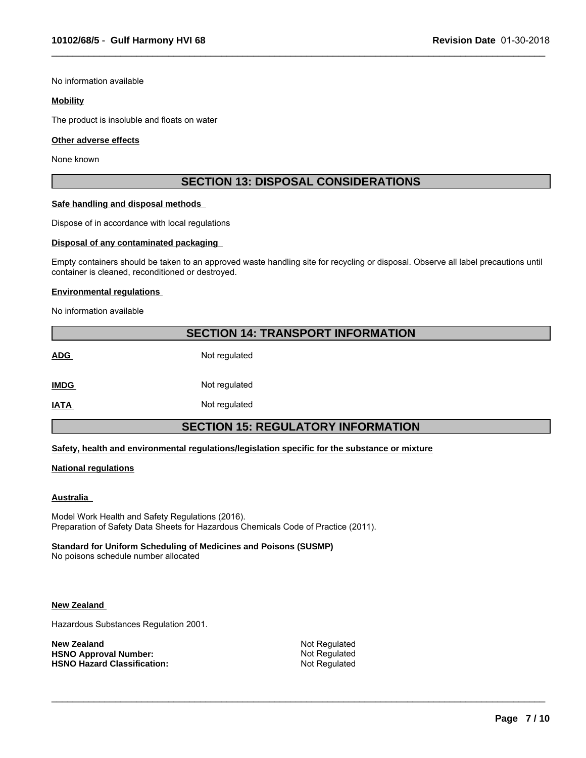No information available

**Mobility**

The product is insoluble and floats on water

**Other adverse effects**

None known

## SECTION 13: DISPOSAL CONSIDERATIONS

**Safe handling and disposal methods**

Dispose of in accordance with local regulations

**Disposal of any contaminated packaging**

Empty containers should be taken to an approved waste handling site for recycling or disposal. Observe all label precautions until container is cleaned, reconditioned or destroyed.

**Environmental regulations**

No information available

## SECTION 14: TRANSPORT INFORMATION

| | |
|---|---|
| **ADG** | Not regulated |
| **IMDG** | Not regulated |
| **IATA** | Not regulated |

## SECTION 15: REGULATORY INFORMATION

**Safety, health and environmental regulations/legislation specific for the substance or mixture**

**National regulations**

**Australia**

Model Work Health and Safety Regulations (2016).
Preparation of Safety Data Sheets for Hazardous Chemicals Code of Practice (2011).

**Standard for Uniform Scheduling of Medicines and Poisons (SUSMP)**
No poisons schedule number allocated

**New Zealand**

Hazardous Substances Regulation 2001.

| | |
|---|---|
| **New Zealand** | Not Regulated |
| **HSNO Approval Number:** | Not Regulated |
| **HSNO Hazard Classification:** | Not Regulated |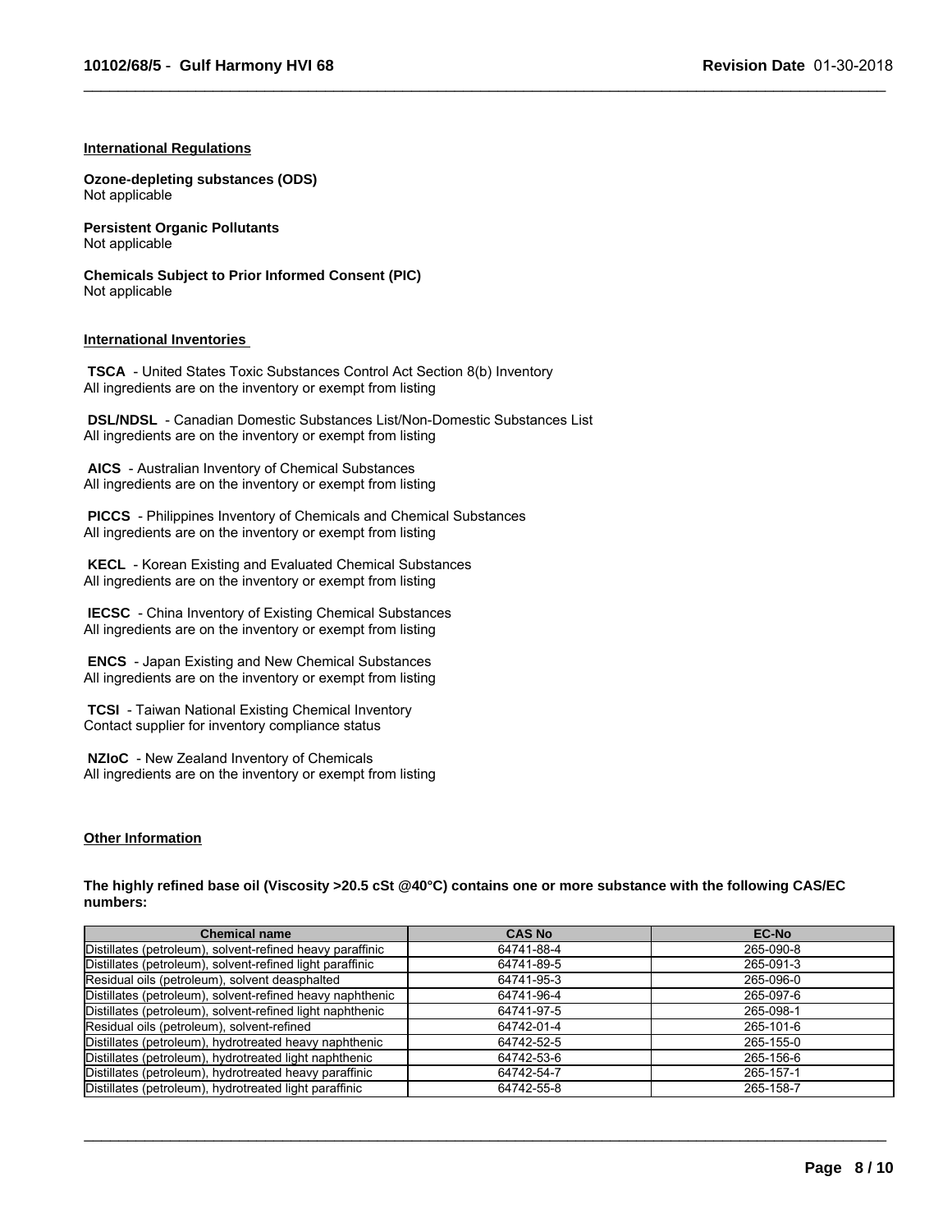### International Regulations

**Ozone-depleting substances (ODS)**
Not applicable

**Persistent Organic Pollutants**
Not applicable

**Chemicals Subject to Prior Informed Consent (PIC)**
Not applicable

### International Inventories

**TSCA** - United States Toxic Substances Control Act Section 8(b) Inventory
All ingredients are on the inventory or exempt from listing

**DSL/NDSL** - Canadian Domestic Substances List/Non-Domestic Substances List
All ingredients are on the inventory or exempt from listing

**AICS** - Australian Inventory of Chemical Substances
All ingredients are on the inventory or exempt from listing

**PICCS** - Philippines Inventory of Chemicals and Chemical Substances
All ingredients are on the inventory or exempt from listing

**KECL** - Korean Existing and Evaluated Chemical Substances
All ingredients are on the inventory or exempt from listing

**IECSC** - China Inventory of Existing Chemical Substances
All ingredients are on the inventory or exempt from listing

**ENCS** - Japan Existing and New Chemical Substances
All ingredients are on the inventory or exempt from listing

**TCSI** - Taiwan National Existing Chemical Inventory
Contact supplier for inventory compliance status

**NZIoC** - New Zealand Inventory of Chemicals
All ingredients are on the inventory or exempt from listing

### Other Information

**The highly refined base oil (Viscosity >20.5 cSt @40°C) contains one or more substance with the following CAS/EC numbers:**

| Chemical name | CAS No | EC-No |
|---|---|---|
| Distillates (petroleum), solvent-refined heavy paraffinic | 64741-88-4 | 265-090-8 |
| Distillates (petroleum), solvent-refined light paraffinic | 64741-89-5 | 265-091-3 |
| Residual oils (petroleum), solvent deasphalted | 64741-95-3 | 265-096-0 |
| Distillates (petroleum), solvent-refined heavy naphthenic | 64741-96-4 | 265-097-6 |
| Distillates (petroleum), solvent-refined light naphthenic | 64741-97-5 | 265-098-1 |
| Residual oils (petroleum), solvent-refined | 64742-01-4 | 265-101-6 |
| Distillates (petroleum), hydrotreated heavy naphthenic | 64742-52-5 | 265-155-0 |
| Distillates (petroleum), hydrotreated light naphthenic | 64742-53-6 | 265-156-6 |
| Distillates (petroleum), hydrotreated heavy paraffinic | 64742-54-7 | 265-157-1 |
| Distillates (petroleum), hydrotreated light paraffinic | 64742-55-8 | 265-158-7 |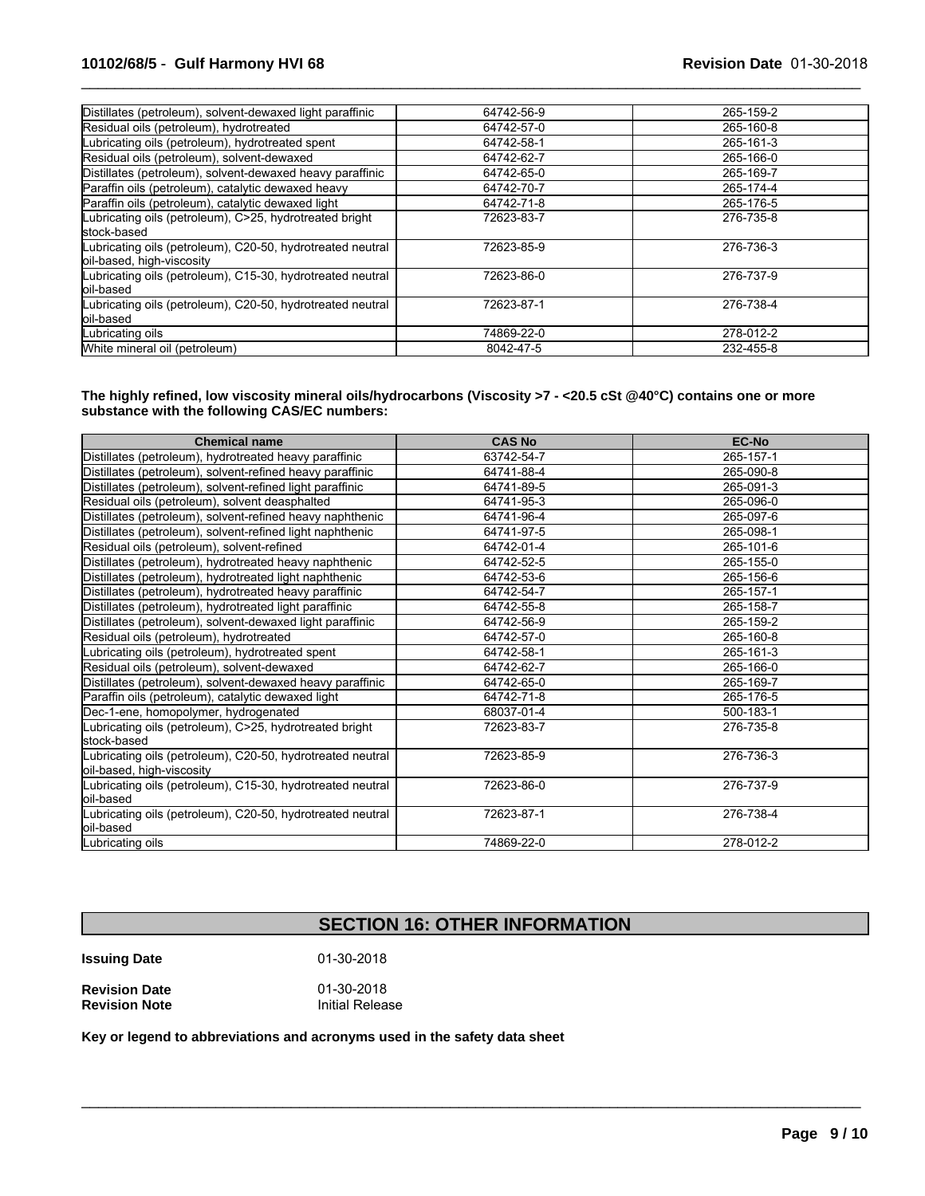| | | |
|---|---|---|
| Distillates (petroleum), solvent-dewaxed light paraffinic | 64742-56-9 | 265-159-2 |
| Residual oils (petroleum), hydrotreated | 64742-57-0 | 265-160-8 |
| Lubricating oils (petroleum), hydrotreated spent | 64742-58-1 | 265-161-3 |
| Residual oils (petroleum), solvent-dewaxed | 64742-62-7 | 265-166-0 |
| Distillates (petroleum), solvent-dewaxed heavy paraffinic | 64742-65-0 | 265-169-7 |
| Paraffin oils (petroleum), catalytic dewaxed heavy | 64742-70-7 | 265-174-4 |
| Paraffin oils (petroleum), catalytic dewaxed light | 64742-71-8 | 265-176-5 |
| Lubricating oils (petroleum), C>25, hydrotreated bright stock-based | 72623-83-7 | 276-735-8 |
| Lubricating oils (petroleum), C20-50, hydrotreated neutral oil-based, high-viscosity | 72623-85-9 | 276-736-3 |
| Lubricating oils (petroleum), C15-30, hydrotreated neutral oil-based | 72623-86-0 | 276-737-9 |
| Lubricating oils (petroleum), C20-50, hydrotreated neutral oil-based | 72623-87-1 | 276-738-4 |
| Lubricating oils | 74869-22-0 | 278-012-2 |
| White mineral oil (petroleum) | 8042-47-5 | 232-455-8 |

**The highly refined, low viscosity mineral oils/hydrocarbons (Viscosity >7 - <20.5 cSt @40°C) contains one or more substance with the following CAS/EC numbers:**

| Chemical name | CAS No | EC-No |
|---|---|---|
| Distillates (petroleum), hydrotreated heavy paraffinic | 63742-54-7 | 265-157-1 |
| Distillates (petroleum), solvent-refined heavy paraffinic | 64741-88-4 | 265-090-8 |
| Distillates (petroleum), solvent-refined light paraffinic | 64741-89-5 | 265-091-3 |
| Residual oils (petroleum), solvent deasphalted | 64741-95-3 | 265-096-0 |
| Distillates (petroleum), solvent-refined heavy naphthenic | 64741-96-4 | 265-097-6 |
| Distillates (petroleum), solvent-refined light naphthenic | 64741-97-5 | 265-098-1 |
| Residual oils (petroleum), solvent-refined | 64742-01-4 | 265-101-6 |
| Distillates (petroleum), hydrotreated heavy naphthenic | 64742-52-5 | 265-155-0 |
| Distillates (petroleum), hydrotreated light naphthenic | 64742-53-6 | 265-156-6 |
| Distillates (petroleum), hydrotreated heavy paraffinic | 64742-54-7 | 265-157-1 |
| Distillates (petroleum), hydrotreated light paraffinic | 64742-55-8 | 265-158-7 |
| Distillates (petroleum), solvent-dewaxed light paraffinic | 64742-56-9 | 265-159-2 |
| Residual oils (petroleum), hydrotreated | 64742-57-0 | 265-160-8 |
| Lubricating oils (petroleum), hydrotreated spent | 64742-58-1 | 265-161-3 |
| Residual oils (petroleum), solvent-dewaxed | 64742-62-7 | 265-166-0 |
| Distillates (petroleum), solvent-dewaxed heavy paraffinic | 64742-65-0 | 265-169-7 |
| Paraffin oils (petroleum), catalytic dewaxed light | 64742-71-8 | 265-176-5 |
| Dec-1-ene, homopolymer, hydrogenated | 68037-01-4 | 500-183-1 |
| Lubricating oils (petroleum), C>25, hydrotreated bright stock-based | 72623-83-7 | 276-735-8 |
| Lubricating oils (petroleum), C20-50, hydrotreated neutral oil-based, high-viscosity | 72623-85-9 | 276-736-3 |
| Lubricating oils (petroleum), C15-30, hydrotreated neutral oil-based | 72623-86-0 | 276-737-9 |
| Lubricating oils (petroleum), C20-50, hydrotreated neutral oil-based | 72623-87-1 | 276-738-4 |
| Lubricating oils | 74869-22-0 | 278-012-2 |

## SECTION 16: OTHER INFORMATION

**Issuing Date** 01-30-2018

**Revision Date** 01-30-2018
**Revision Note** Initial Release

**Key or legend to abbreviations and acronyms used in the safety data sheet**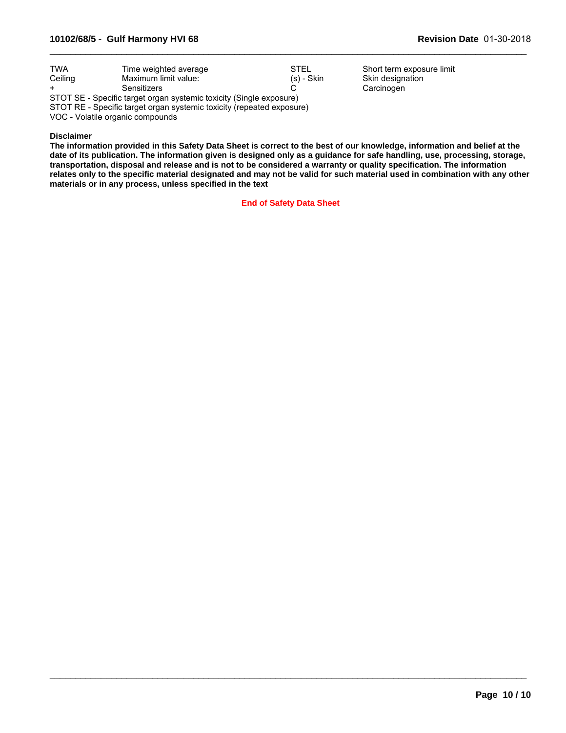| | | | |
|---|---|---|---|
| TWA | Time weighted average | STEL | Short term exposure limit |
| Ceiling | Maximum limit value: | (s) - Skin | Skin designation |
| + | Sensitizers | C | Carcinogen |

STOT SE - Specific target organ systemic toxicity (Single exposure)
STOT RE - Specific target organ systemic toxicity (repeated exposure)
VOC - Volatile organic compounds

**Disclaimer**

**The information provided in this Safety Data Sheet is correct to the best of our knowledge, information and belief at the date of its publication. The information given is designed only as a guidance for safe handling, use, processing, storage, transportation, disposal and release and is not to be considered a warranty or quality specification. The information relates only to the specific material designated and may not be valid for such material used in combination with any other materials or in any process, unless specified in the text**

**End of Safety Data Sheet**